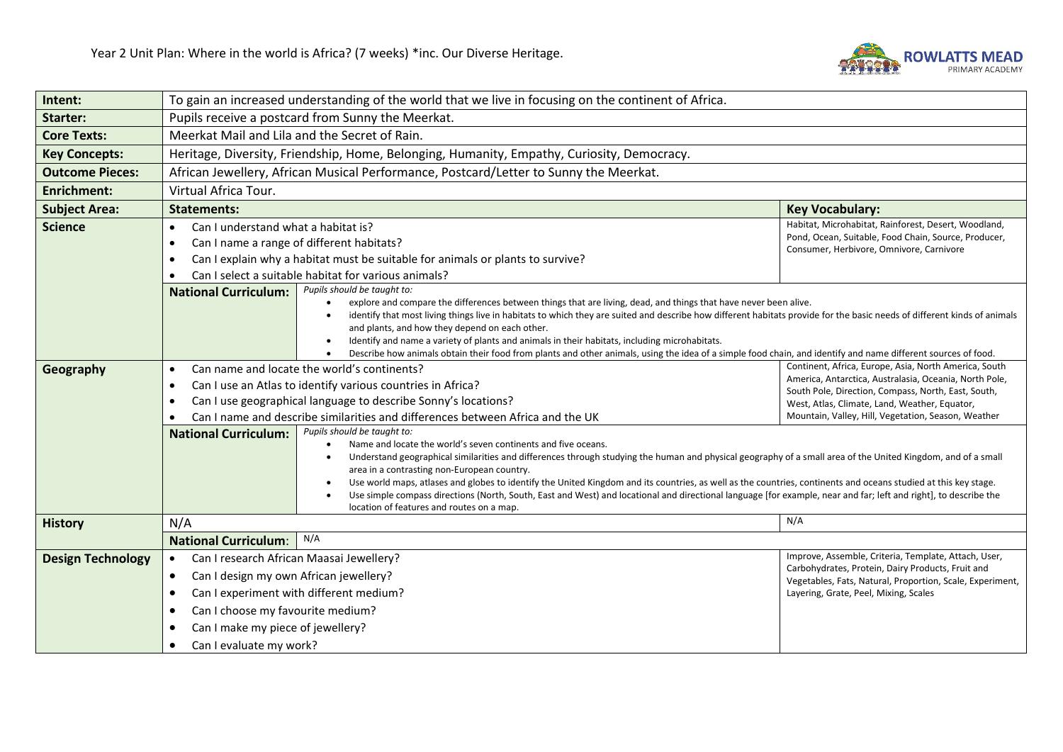# Year 2 Unit Plan: Where in the world is Africa? (7 weeks) *inc. Our Diverse Heritage.

| | | |
|---|---|---|
| **Intent:** | To gain an increased understanding of the world that we live in focusing on the continent of Africa. | |
| **Starter:** | Pupils receive a postcard from Sunny the Meerkat. | |
| **Core Texts:** | Meerkat Mail and Lila and the Secret of Rain. | |
| **Key Concepts:** | Heritage, Diversity, Friendship, Home, Belonging, Humanity, Empathy, Curiosity, Democracy. | |
| **Outcome Pieces:** | African Jewellery, African Musical Performance, Postcard/Letter to Sunny the Meerkat. | |
| **Enrichment:** | Virtual Africa Tour. | |
| **Subject Area:** | **Statements:** | **Key Vocabulary:** |
| **Science** | • Can I understand what a habitat is?<br>• Can I name a range of different habitats?<br>• Can I explain why a habitat must be suitable for animals or plants to survive?<br>• Can I select a suitable habitat for various animals? | Habitat, Microhabitat, Rainforest, Desert, Woodland, Pond, Ocean, Suitable, Food Chain, Source, Producer, Consumer, Herbivore, Omnivore, Carnivore |
| | **National Curriculum:** *Pupils should be taught to:*<br>• explore and compare the differences between things that are living, dead, and things that have never been alive.<br>• identify that most living things live in habitats to which they are suited and describe how different habitats provide for the basic needs of different kinds of animals and plants, and how they depend on each other.<br>• Identify and name a variety of plants and animals in their habitats, including microhabitats.<br>• Describe how animals obtain their food from plants and other animals, using the idea of a simple food chain, and identify and name different sources of food. | |
| **Geography** | • Can name and locate the world's continents?<br>• Can I use an Atlas to identify various countries in Africa?<br>• Can I use geographical language to describe Sonny's locations?<br>• Can I name and describe similarities and differences between Africa and the UK | Continent, Africa, Europe, Asia, North America, South America, Antarctica, Australasia, Oceania, North Pole, South Pole, Direction, Compass, North, East, South, West, Atlas, Climate, Land, Weather, Equator, Mountain, Valley, Hill, Vegetation, Season, Weather |
| | **National Curriculum:** *Pupils should be taught to:*<br>• Name and locate the world's seven continents and five oceans.<br>• Understand geographical similarities and differences through studying the human and physical geography of a small area of the United Kingdom, and of a small area in a contrasting non-European country.<br>• Use world maps, atlases and globes to identify the United Kingdom and its countries, as well as the countries, continents and oceans studied at this key stage.<br>• Use simple compass directions (North, South, East and West) and locational and directional language [for example, near and far; left and right], to describe the location of features and routes on a map. | |
| **History** | N/A | N/A |
| | **National Curriculum:** N/A | |
| **Design Technology** | • Can I research African Maasai Jewellery?<br>• Can I design my own African jewellery?<br>• Can I experiment with different medium?<br>• Can I choose my favourite medium?<br>• Can I make my piece of jewellery?<br>• Can I evaluate my work? | Improve, Assemble, Criteria, Template, Attach, User, Carbohydrates, Protein, Dairy Products, Fruit and Vegetables, Fats, Natural, Proportion, Scale, Experiment, Layering, Grate, Peel, Mixing, Scales |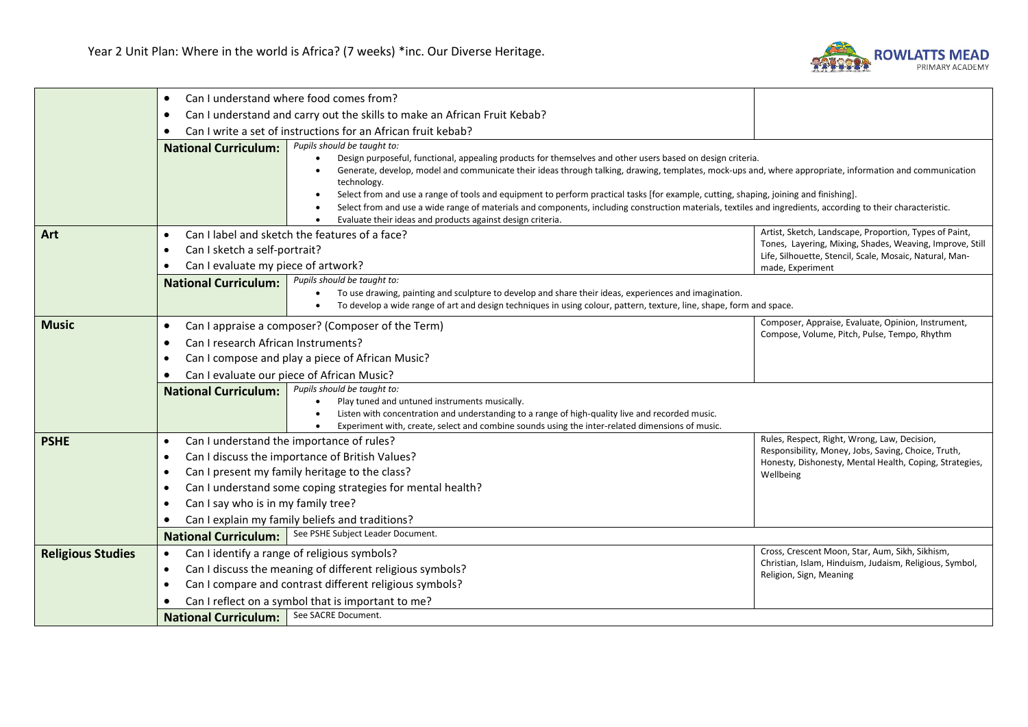# Year 2 Unit Plan: Where in the world is Africa? (7 weeks) *inc. Our Diverse Heritage.

| Subject | Learning Questions | Vocabulary |
| --- | --- | --- |
| | • Can I understand where food comes from?<br>• Can I understand and carry out the skills to make an African Fruit Kebab?<br>• Can I write a set of instructions for an African fruit kebab? | |
| | **National Curriculum:** *Pupils should be taught to:*<br>• Design purposeful, functional, appealing products for themselves and other users based on design criteria.<br>• Generate, develop, model and communicate their ideas through talking, drawing, templates, mock-ups and, where appropriate, information and communication technology.<br>• Select from and use a range of tools and equipment to perform practical tasks [for example, cutting, shaping, joining and finishing].<br>• Select from and use a wide range of materials and components, including construction materials, textiles and ingredients, according to their characteristic.<br>• Evaluate their ideas and products against design criteria. | |
| **Art** | • Can I label and sketch the features of a face?<br>• Can I sketch a self-portrait?<br>• Can I evaluate my piece of artwork? | Artist, Sketch, Landscape, Proportion, Types of Paint, Tones, Layering, Mixing, Shades, Weaving, Improve, Still Life, Silhouette, Stencil, Scale, Mosaic, Natural, Man-made, Experiment |
| | **National Curriculum:** *Pupils should be taught to:*<br>• To use drawing, painting and sculpture to develop and share their ideas, experiences and imagination.<br>• To develop a wide range of art and design techniques in using colour, pattern, texture, line, shape, form and space. | |
| **Music** | • Can I appraise a composer? (Composer of the Term)<br>• Can I research African Instruments?<br>• Can I compose and play a piece of African Music?<br>• Can I evaluate our piece of African Music? | Composer, Appraise, Evaluate, Opinion, Instrument, Compose, Volume, Pitch, Pulse, Tempo, Rhythm |
| | **National Curriculum:** *Pupils should be taught to:*<br>• Play tuned and untuned instruments musically.<br>• Listen with concentration and understanding to a range of high-quality live and recorded music.<br>• Experiment with, create, select and combine sounds using the inter-related dimensions of music. | |
| **PSHE** | • Can I understand the importance of rules?<br>• Can I discuss the importance of British Values?<br>• Can I present my family heritage to the class?<br>• Can I understand some coping strategies for mental health?<br>• Can I say who is in my family tree?<br>• Can I explain my family beliefs and traditions? | Rules, Respect, Right, Wrong, Law, Decision, Responsibility, Money, Jobs, Saving, Choice, Truth, Honesty, Dishonesty, Mental Health, Coping, Strategies, Wellbeing |
| | **National Curriculum:** See PSHE Subject Leader Document. | |
| **Religious Studies** | • Can I identify a range of religious symbols?<br>• Can I discuss the meaning of different religious symbols?<br>• Can I compare and contrast different religious symbols?<br>• Can I reflect on a symbol that is important to me? | Cross, Crescent Moon, Star, Aum, Sikh, Sikhism, Christian, Islam, Hinduism, Judaism, Religious, Symbol, Religion, Sign, Meaning |
| | **National Curriculum:** See SACRE Document. | |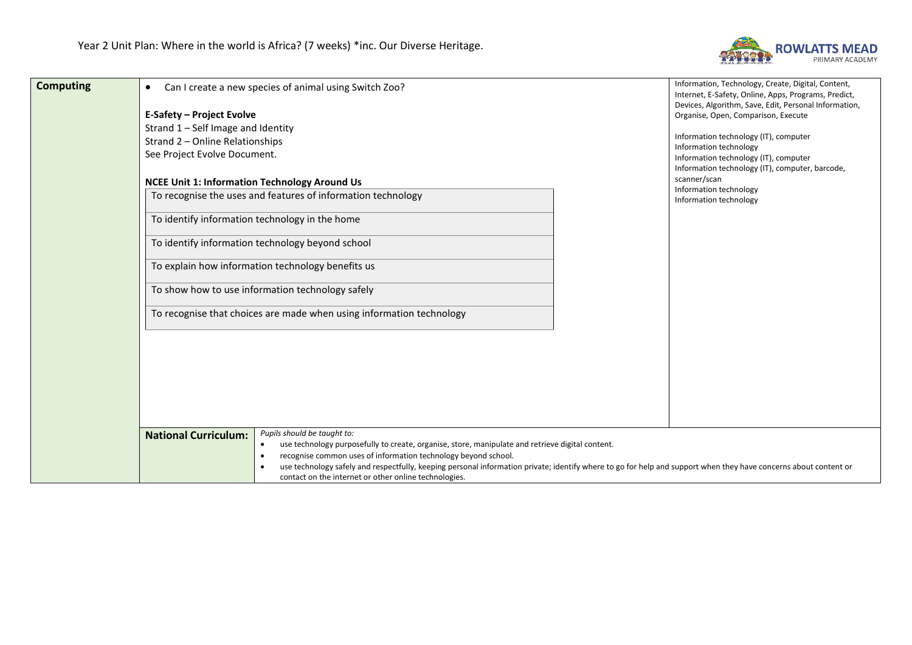Year 2 Unit Plan: Where in the world is Africa? (7 weeks) *inc. Our Diverse Heritage.

| **Computing** | | |
|---|---|---|
| | • Can I create a new species of animal using Switch Zoo?<br><br>**E-Safety – Project Evolve**<br>Strand 1 – Self Image and Identity<br>Strand 2 – Online Relationships<br>See Project Evolve Document.<br><br>**NCEE Unit 1: Information Technology Around Us**<br>To recognise the uses and features of information technology<br>To identify information technology in the home<br>To identify information technology beyond school<br>To explain how information technology benefits us<br>To show how to use information technology safely<br>To recognise that choices are made when using information technology | Information, Technology, Create, Digital, Content, Internet, E-Safety, Online, Apps, Programs, Predict, Devices, Algorithm, Save, Edit, Personal Information, Organise, Open, Comparison, Execute<br><br>Information technology (IT), computer<br>Information technology<br>Information technology (IT), computer<br>Information technology (IT), computer, barcode, scanner/scan<br>Information technology<br>Information technology |
| | **National Curriculum:** | *Pupils should be taught to:*<br>• use technology purposefully to create, organise, store, manipulate and retrieve digital content.<br>• recognise common uses of information technology beyond school.<br>• use technology safely and respectfully, keeping personal information private; identify where to go for help and support when they have concerns about content or contact on the internet or other online technologies. |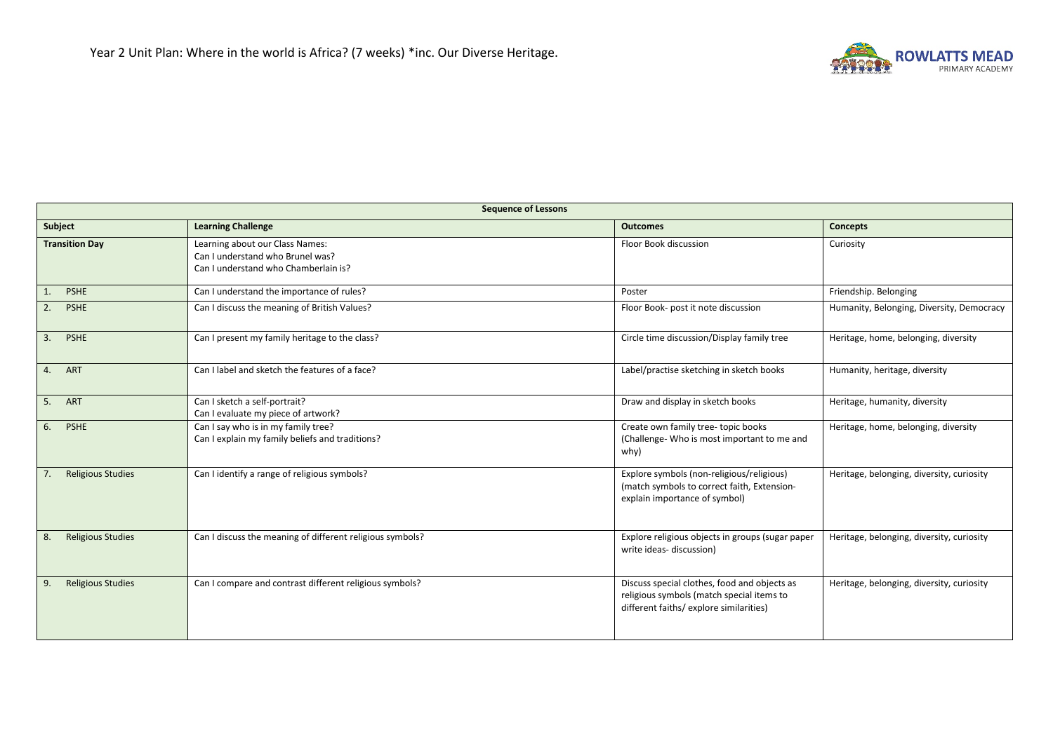Year 2 Unit Plan: Where in the world is Africa? (7 weeks) *inc. Our Diverse Heritage.

ROWLATTS MEAD PRIMARY ACADEMY

| Sequence of Lessons | | | |
|---|---|---|---|
| **Subject** | **Learning Challenge** | **Outcomes** | **Concepts** |
| **Transition Day** | Learning about our Class Names:<br>Can I understand who Brunel was?<br>Can I understand who Chamberlain is? | Floor Book discussion | Curiosity |
| 1. PSHE | Can I understand the importance of rules? | Poster | Friendship. Belonging |
| 2. PSHE | Can I discuss the meaning of British Values? | Floor Book- post it note discussion | Humanity, Belonging, Diversity, Democracy |
| 3. PSHE | Can I present my family heritage to the class? | Circle time discussion/Display family tree | Heritage, home, belonging, diversity |
| 4. ART | Can I label and sketch the features of a face? | Label/practise sketching in sketch books | Humanity, heritage, diversity |
| 5. ART | Can I sketch a self-portrait?<br>Can I evaluate my piece of artwork? | Draw and display in sketch books | Heritage, humanity, diversity |
| 6. PSHE | Can I say who is in my family tree?<br>Can I explain my family beliefs and traditions? | Create own family tree- topic books (Challenge- Who is most important to me and why) | Heritage, home, belonging, diversity |
| 7. Religious Studies | Can I identify a range of religious symbols? | Explore symbols (non-religious/religious) (match symbols to correct faith, Extension- explain importance of symbol) | Heritage, belonging, diversity, curiosity |
| 8. Religious Studies | Can I discuss the meaning of different religious symbols? | Explore religious objects in groups (sugar paper write ideas- discussion) | Heritage, belonging, diversity, curiosity |
| 9. Religious Studies | Can I compare and contrast different religious symbols? | Discuss special clothes, food and objects as religious symbols (match special items to different faiths/ explore similarities) | Heritage, belonging, diversity, curiosity |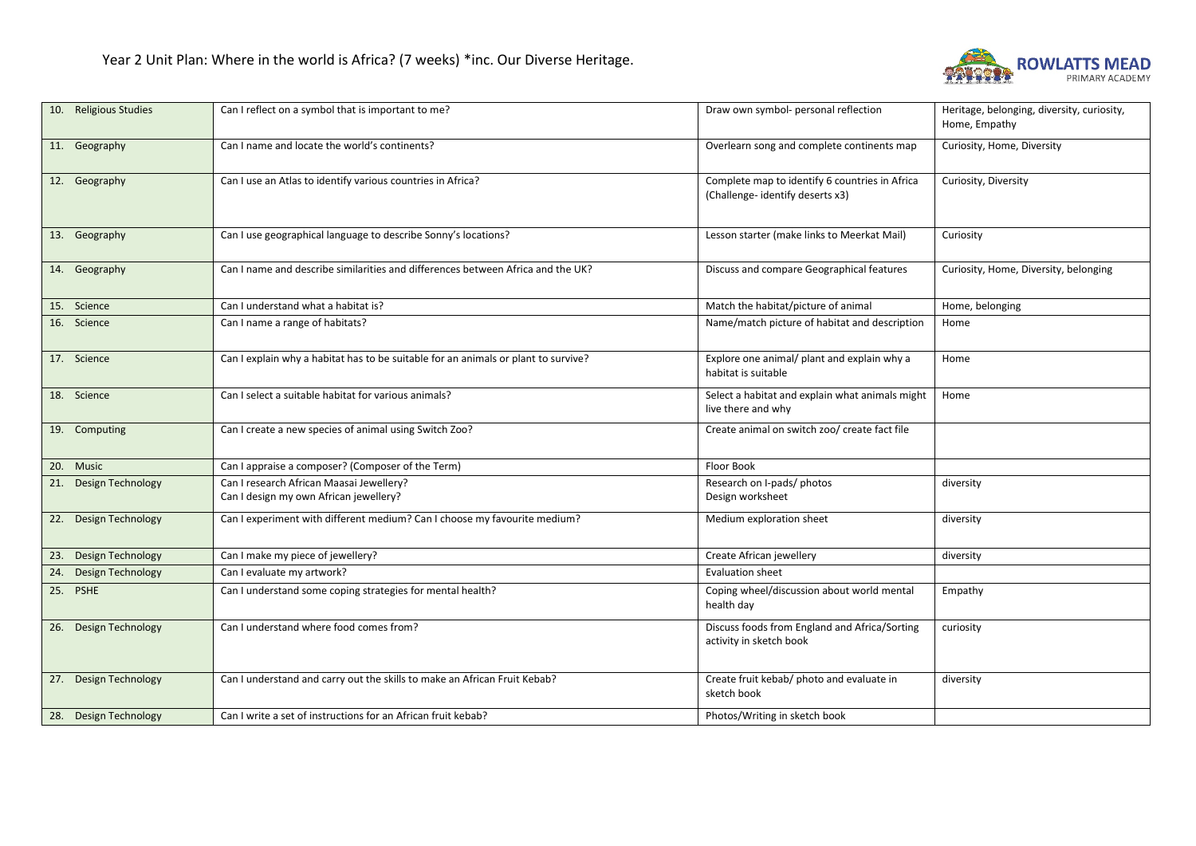# Year 2 Unit Plan: Where in the world is Africa? (7 weeks) *inc. Our Diverse Heritage.

| | | | |
|---|---|---|---|
| 10. Religious Studies | Can I reflect on a symbol that is important to me? | Draw own symbol- personal reflection | Heritage, belonging, diversity, curiosity, Home, Empathy |
| 11. Geography | Can I name and locate the world's continents? | Overlearn song and complete continents map | Curiosity, Home, Diversity |
| 12. Geography | Can I use an Atlas to identify various countries in Africa? | Complete map to identify 6 countries in Africa (Challenge- identify deserts x3) | Curiosity, Diversity |
| 13. Geography | Can I use geographical language to describe Sonny's locations? | Lesson starter (make links to Meerkat Mail) | Curiosity |
| 14. Geography | Can I name and describe similarities and differences between Africa and the UK? | Discuss and compare Geographical features | Curiosity, Home, Diversity, belonging |
| 15. Science | Can I understand what a habitat is? | Match the habitat/picture of animal | Home, belonging |
| 16. Science | Can I name a range of habitats? | Name/match picture of habitat and description | Home |
| 17. Science | Can I explain why a habitat has to be suitable for an animals or plant to survive? | Explore one animal/ plant and explain why a habitat is suitable | Home |
| 18. Science | Can I select a suitable habitat for various animals? | Select a habitat and explain what animals might live there and why | Home |
| 19. Computing | Can I create a new species of animal using Switch Zoo? | Create animal on switch zoo/ create fact file | |
| 20. Music | Can I appraise a composer? (Composer of the Term) | Floor Book | |
| 21. Design Technology | Can I research African Maasai Jewellery?<br>Can I design my own African jewellery? | Research on I-pads/ photos<br>Design worksheet | diversity |
| 22. Design Technology | Can I experiment with different medium? Can I choose my favourite medium? | Medium exploration sheet | diversity |
| 23. Design Technology | Can I make my piece of jewellery? | Create African jewellery | diversity |
| 24. Design Technology | Can I evaluate my artwork? | Evaluation sheet | |
| 25. PSHE | Can I understand some coping strategies for mental health? | Coping wheel/discussion about world mental health day | Empathy |
| 26. Design Technology | Can I understand where food comes from? | Discuss foods from England and Africa/Sorting activity in sketch book | curiosity |
| 27. Design Technology | Can I understand and carry out the skills to make an African Fruit Kebab? | Create fruit kebab/ photo and evaluate in sketch book | diversity |
| 28. Design Technology | Can I write a set of instructions for an African fruit kebab? | Photos/Writing in sketch book | |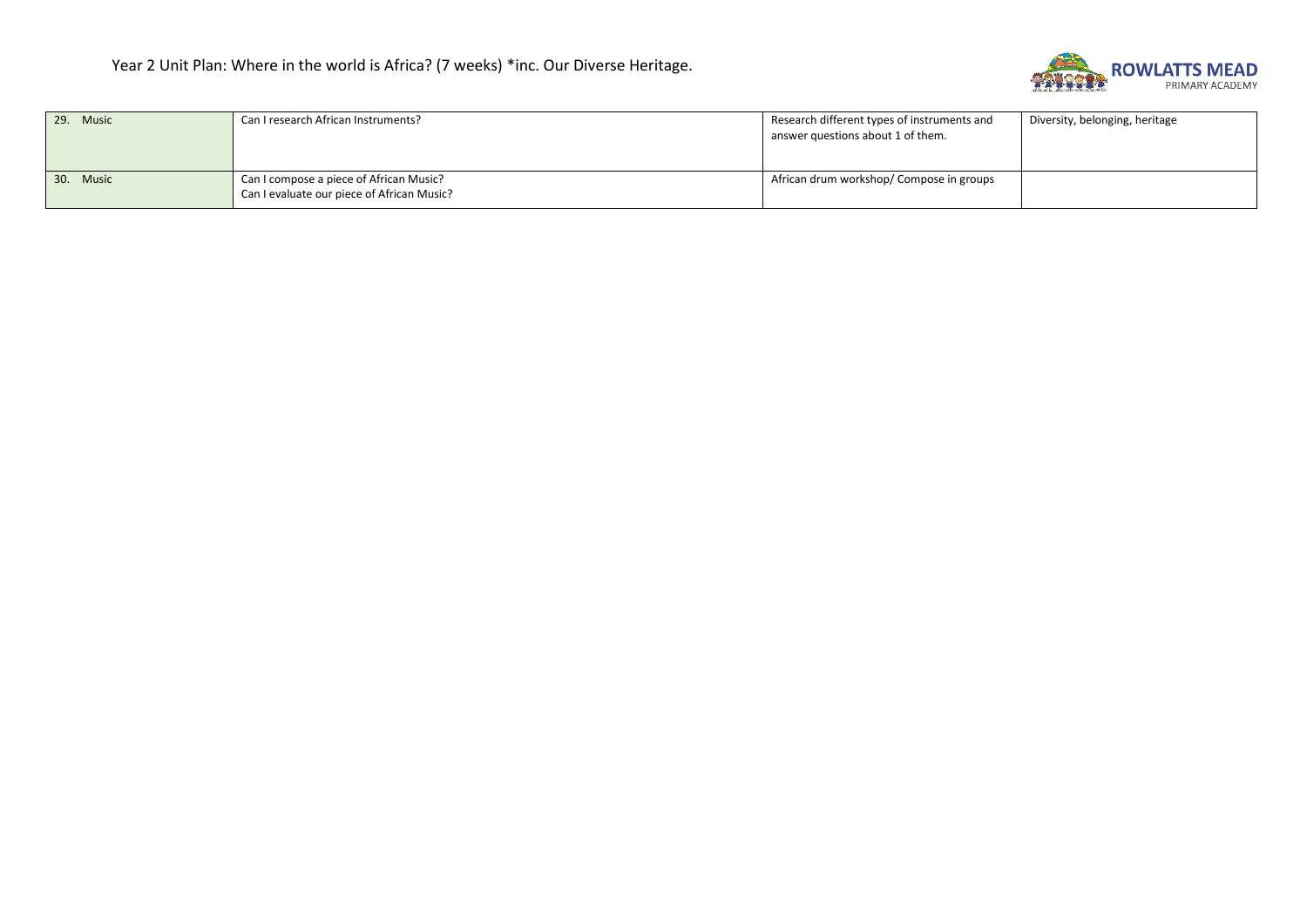# Year 2 Unit Plan: Where in the world is Africa? (7 weeks) *inc. Our Diverse Heritage.

| | | | |
|---|---|---|---|
| 29. Music | Can I research African Instruments? | Research different types of instruments and answer questions about 1 of them. | Diversity, belonging, heritage |
| 30. Music | Can I compose a piece of African Music?<br>Can I evaluate our piece of African Music? | African drum workshop/ Compose in groups | |